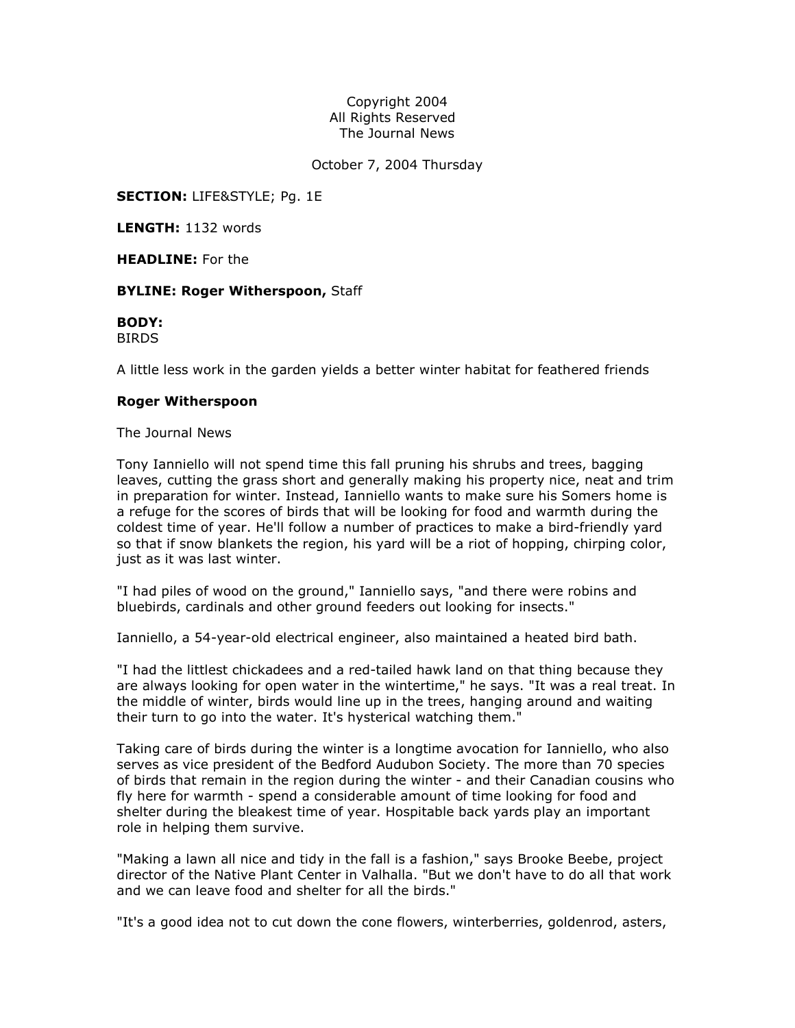Copyright 2004
All Rights Reserved
The Journal News

October 7, 2004 Thursday

**SECTION:** LIFE&STYLE; Pg. 1E

**LENGTH:** 1132 words

**HEADLINE:** For the

**BYLINE: Roger Witherspoon,** Staff

**BODY:**
BIRDS

A little less work in the garden yields a better winter habitat for feathered friends

**Roger Witherspoon**

The Journal News

Tony Ianniello will not spend time this fall pruning his shrubs and trees, bagging leaves, cutting the grass short and generally making his property nice, neat and trim in preparation for winter. Instead, Ianniello wants to make sure his Somers home is a refuge for the scores of birds that will be looking for food and warmth during the coldest time of year. He'll follow a number of practices to make a bird-friendly yard so that if snow blankets the region, his yard will be a riot of hopping, chirping color, just as it was last winter.

"I had piles of wood on the ground," Ianniello says, "and there were robins and bluebirds, cardinals and other ground feeders out looking for insects."

Ianniello, a 54-year-old electrical engineer, also maintained a heated bird bath.

"I had the littlest chickadees and a red-tailed hawk land on that thing because they are always looking for open water in the wintertime," he says. "It was a real treat. In the middle of winter, birds would line up in the trees, hanging around and waiting their turn to go into the water. It's hysterical watching them."

Taking care of birds during the winter is a longtime avocation for Ianniello, who also serves as vice president of the Bedford Audubon Society. The more than 70 species of birds that remain in the region during the winter - and their Canadian cousins who fly here for warmth - spend a considerable amount of time looking for food and shelter during the bleakest time of year. Hospitable back yards play an important role in helping them survive.

"Making a lawn all nice and tidy in the fall is a fashion," says Brooke Beebe, project director of the Native Plant Center in Valhalla. "But we don't have to do all that work and we can leave food and shelter for all the birds."

"It's a good idea not to cut down the cone flowers, winterberries, goldenrod, asters,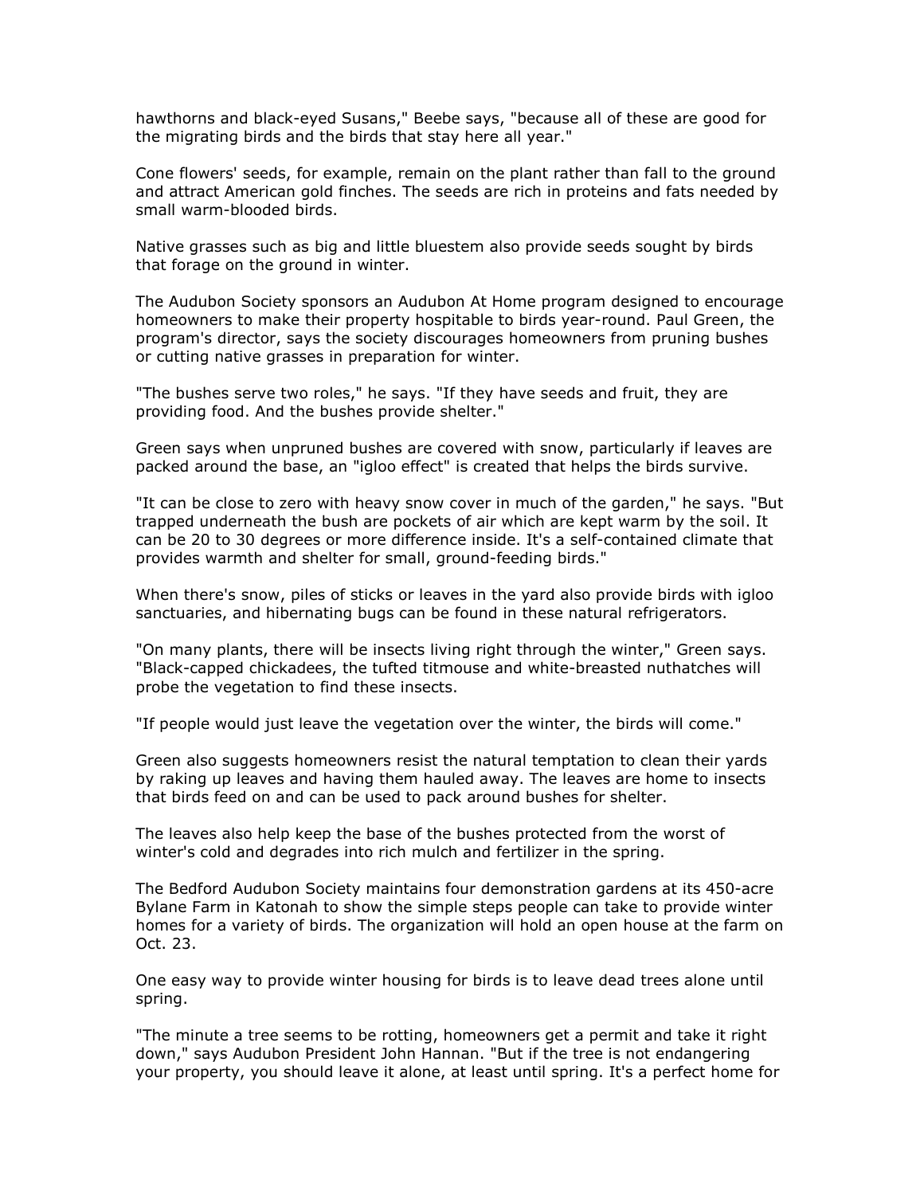hawthorns and black-eyed Susans," Beebe says, "because all of these are good for the migrating birds and the birds that stay here all year."

Cone flowers' seeds, for example, remain on the plant rather than fall to the ground and attract American gold finches. The seeds are rich in proteins and fats needed by small warm-blooded birds.

Native grasses such as big and little bluestem also provide seeds sought by birds that forage on the ground in winter.

The Audubon Society sponsors an Audubon At Home program designed to encourage homeowners to make their property hospitable to birds year-round. Paul Green, the program's director, says the society discourages homeowners from pruning bushes or cutting native grasses in preparation for winter.

"The bushes serve two roles," he says. "If they have seeds and fruit, they are providing food. And the bushes provide shelter."

Green says when unpruned bushes are covered with snow, particularly if leaves are packed around the base, an "igloo effect" is created that helps the birds survive.

"It can be close to zero with heavy snow cover in much of the garden," he says. "But trapped underneath the bush are pockets of air which are kept warm by the soil. It can be 20 to 30 degrees or more difference inside. It's a self-contained climate that provides warmth and shelter for small, ground-feeding birds."

When there's snow, piles of sticks or leaves in the yard also provide birds with igloo sanctuaries, and hibernating bugs can be found in these natural refrigerators.

"On many plants, there will be insects living right through the winter," Green says. "Black-capped chickadees, the tufted titmouse and white-breasted nuthatches will probe the vegetation to find these insects.

"If people would just leave the vegetation over the winter, the birds will come."

Green also suggests homeowners resist the natural temptation to clean their yards by raking up leaves and having them hauled away. The leaves are home to insects that birds feed on and can be used to pack around bushes for shelter.

The leaves also help keep the base of the bushes protected from the worst of winter's cold and degrades into rich mulch and fertilizer in the spring.

The Bedford Audubon Society maintains four demonstration gardens at its 450-acre Bylane Farm in Katonah to show the simple steps people can take to provide winter homes for a variety of birds. The organization will hold an open house at the farm on Oct. 23.

One easy way to provide winter housing for birds is to leave dead trees alone until spring.

"The minute a tree seems to be rotting, homeowners get a permit and take it right down," says Audubon President John Hannan. "But if the tree is not endangering your property, you should leave it alone, at least until spring. It's a perfect home for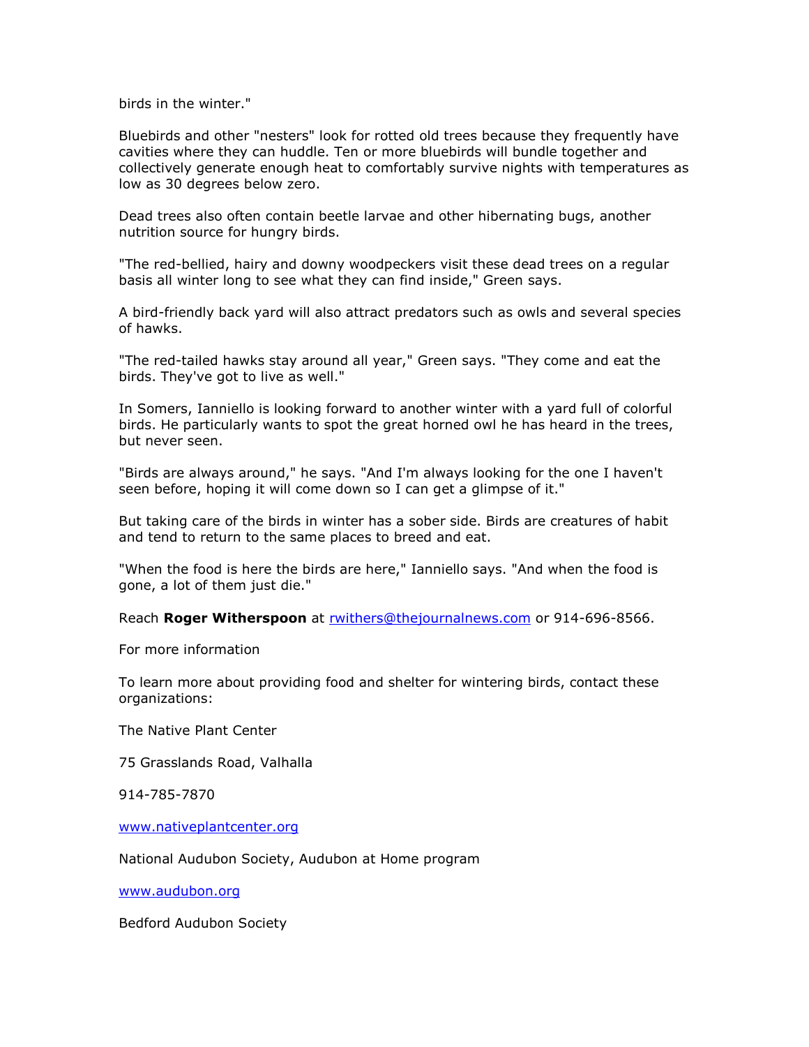birds in the winter."

Bluebirds and other "nesters" look for rotted old trees because they frequently have cavities where they can huddle. Ten or more bluebirds will bundle together and collectively generate enough heat to comfortably survive nights with temperatures as low as 30 degrees below zero.

Dead trees also often contain beetle larvae and other hibernating bugs, another nutrition source for hungry birds.

"The red-bellied, hairy and downy woodpeckers visit these dead trees on a regular basis all winter long to see what they can find inside," Green says.

A bird-friendly back yard will also attract predators such as owls and several species of hawks.

"The red-tailed hawks stay around all year," Green says. "They come and eat the birds. They've got to live as well."

In Somers, Ianniello is looking forward to another winter with a yard full of colorful birds. He particularly wants to spot the great horned owl he has heard in the trees, but never seen.

"Birds are always around," he says. "And I'm always looking for the one I haven't seen before, hoping it will come down so I can get a glimpse of it."

But taking care of the birds in winter has a sober side. Birds are creatures of habit and tend to return to the same places to breed and eat.

"When the food is here the birds are here," Ianniello says. "And when the food is gone, a lot of them just die."

Reach **Roger Witherspoon** at rwithers@thejournalnews.com or 914-696-8566.

For more information

To learn more about providing food and shelter for wintering birds, contact these organizations:

The Native Plant Center

75 Grasslands Road, Valhalla

914-785-7870

www.nativeplantcenter.org

National Audubon Society, Audubon at Home program

www.audubon.org

Bedford Audubon Society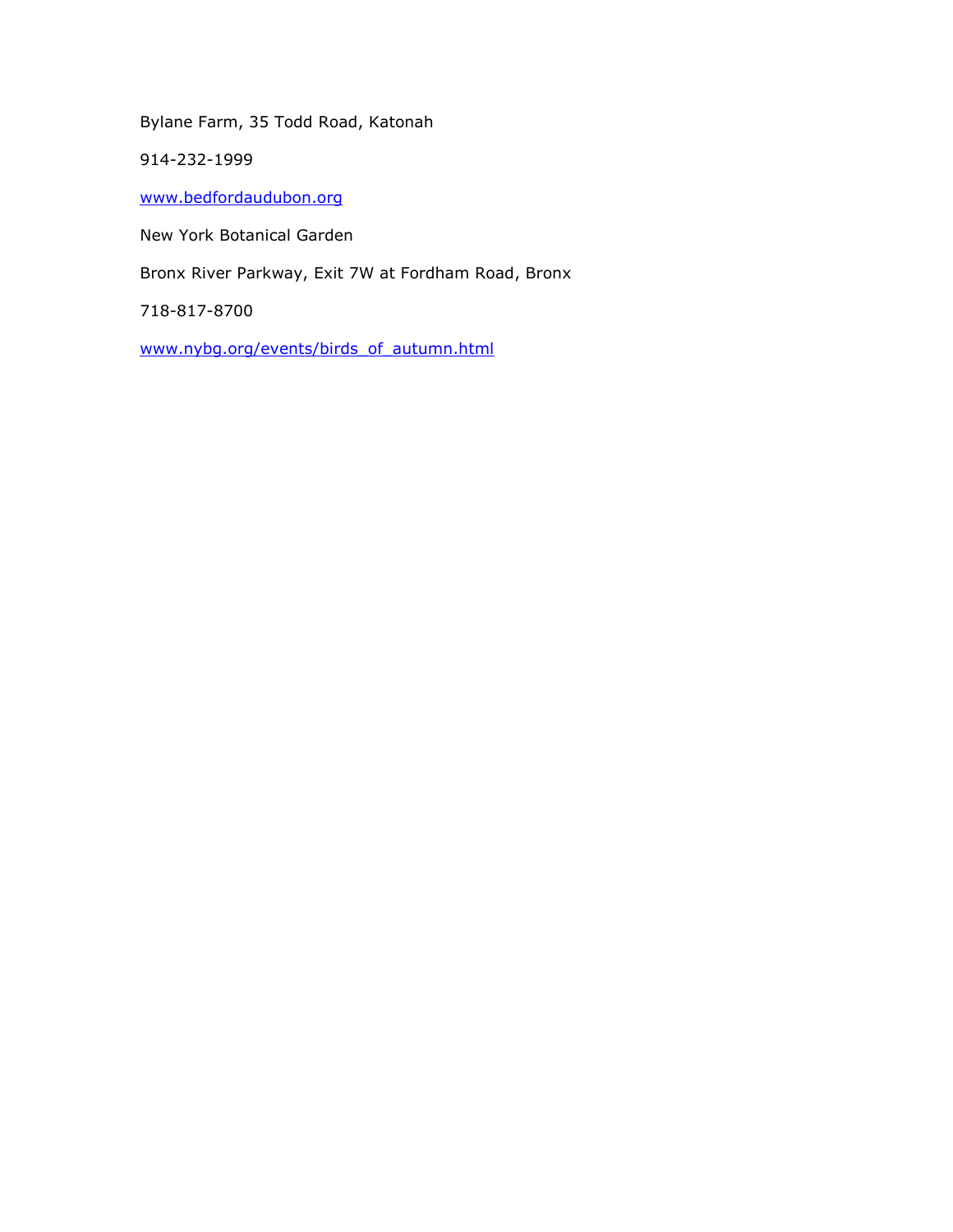Bylane Farm, 35 Todd Road, Katonah

914-232-1999

www.bedfordaudubon.org

New York Botanical Garden

Bronx River Parkway, Exit 7W at Fordham Road, Bronx

718-817-8700

www.nybg.org/events/birds_of_autumn.html